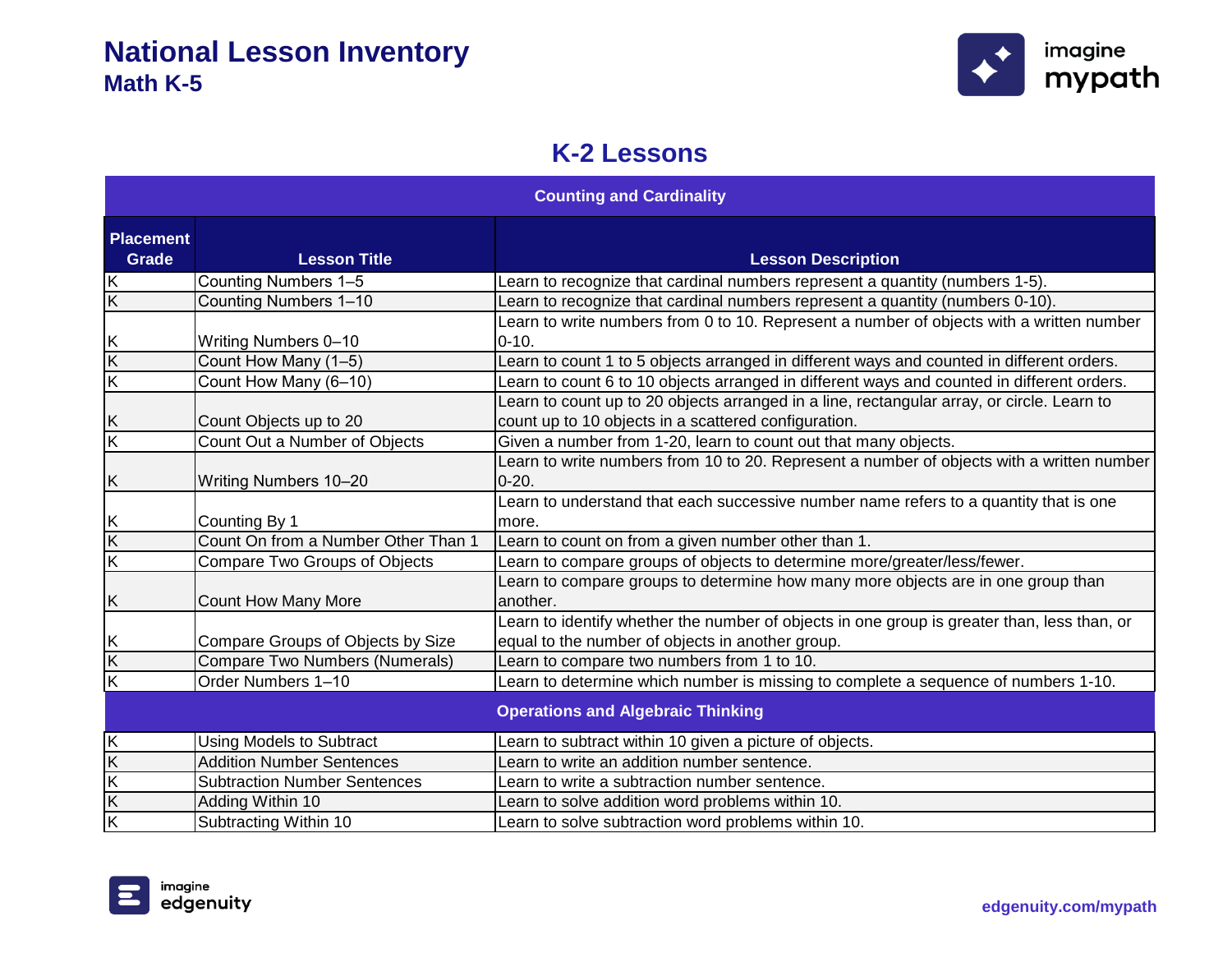# National Lesson Inventory
## Math K-5

## K-2 Lessons

| Placement Grade | Lesson Title | Lesson Description |
|---|---|---|
| **Counting and Cardinality** | | |
| K | Counting Numbers 1–5 | Learn to recognize that cardinal numbers represent a quantity (numbers 1-5). |
| K | Counting Numbers 1–10 | Learn to recognize that cardinal numbers represent a quantity (numbers 0-10). |
| K | Writing Numbers 0–10 | Learn to write numbers from 0 to 10. Represent a number of objects with a written number 0-10. |
| K | Count How Many (1–5) | Learn to count 1 to 5 objects arranged in different ways and counted in different orders. |
| K | Count How Many (6–10) | Learn to count 6 to 10 objects arranged in different ways and counted in different orders. |
| K | Count Objects up to 20 | Learn to count up to 20 objects arranged in a line, rectangular array, or circle. Learn to count up to 10 objects in a scattered configuration. |
| K | Count Out a Number of Objects | Given a number from 1-20, learn to count out that many objects. |
| K | Writing Numbers 10–20 | Learn to write numbers from 10 to 20. Represent a number of objects with a written number 0-20. |
| K | Counting By 1 | Learn to understand that each successive number name refers to a quantity that is one more. |
| K | Count On from a Number Other Than 1 | Learn to count on from a given number other than 1. |
| K | Compare Two Groups of Objects | Learn to compare groups of objects to determine more/greater/less/fewer. |
| K | Count How Many More | Learn to compare groups to determine how many more objects are in one group than another. |
| K | Compare Groups of Objects by Size | Learn to identify whether the number of objects in one group is greater than, less than, or equal to the number of objects in another group. |
| K | Compare Two Numbers (Numerals) | Learn to compare two numbers from 1 to 10. |
| K | Order Numbers 1–10 | Learn to determine which number is missing to complete a sequence of numbers 1-10. |
| **Operations and Algebraic Thinking** | | |
| K | Using Models to Subtract | Learn to subtract within 10 given a picture of objects. |
| K | Addition Number Sentences | Learn to write an addition number sentence. |
| K | Subtraction Number Sentences | Learn to write a subtraction number sentence. |
| K | Adding Within 10 | Learn to solve addition word problems within 10. |
| K | Subtracting Within 10 | Learn to solve subtraction word problems within 10. |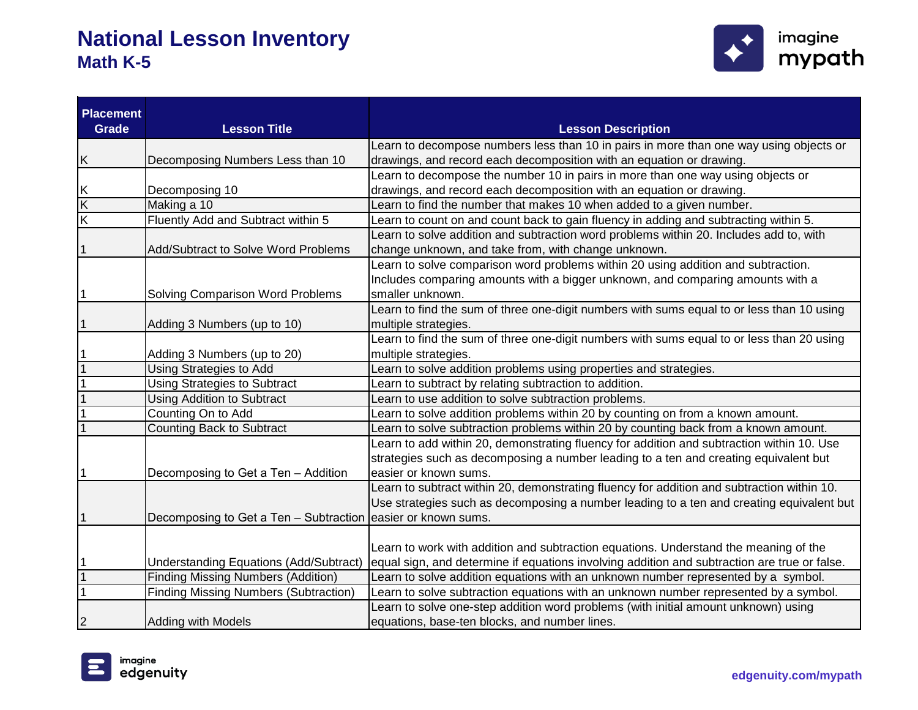# National Lesson Inventory
## Math K-5

| Placement Grade | Lesson Title | Lesson Description |
|---|---|---|
| K | Decomposing Numbers Less than 10 | Learn to decompose numbers less than 10 in pairs in more than one way using objects or drawings, and record each decomposition with an equation or drawing. |
| K | Decomposing 10 | Learn to decompose the number 10 in pairs in more than one way using objects or drawings, and record each decomposition with an equation or drawing. |
| K | Making a 10 | Learn to find the number that makes 10 when added to a given number. |
| K | Fluently Add and Subtract within 5 | Learn to count on and count back to gain fluency in adding and subtracting within 5. |
| 1 | Add/Subtract to Solve Word Problems | Learn to solve addition and subtraction word problems within 20. Includes add to, with change unknown, and take from, with change unknown. |
| 1 | Solving Comparison Word Problems | Learn to solve comparison word problems within 20 using addition and subtraction. Includes comparing amounts with a bigger unknown, and comparing amounts with a smaller unknown. |
| 1 | Adding 3 Numbers (up to 10) | Learn to find the sum of three one-digit numbers with sums equal to or less than 10 using multiple strategies. |
| 1 | Adding 3 Numbers (up to 20) | Learn to find the sum of three one-digit numbers with sums equal to or less than 20 using multiple strategies. |
| 1 | Using Strategies to Add | Learn to solve addition problems using properties and strategies. |
| 1 | Using Strategies to Subtract | Learn to subtract by relating subtraction to addition. |
| 1 | Using Addition to Subtract | Learn to use addition to solve subtraction problems. |
| 1 | Counting On to Add | Learn to solve addition problems within 20 by counting on from a known amount. |
| 1 | Counting Back to Subtract | Learn to solve subtraction problems within 20 by counting back from a known amount. |
| 1 | Decomposing to Get a Ten – Addition | Learn to add within 20, demonstrating fluency for addition and subtraction within 10. Use strategies such as decomposing a number leading to a ten and creating equivalent but easier or known sums. |
| 1 | Decomposing to Get a Ten – Subtraction | Learn to subtract within 20, demonstrating fluency for addition and subtraction within 10. Use strategies such as decomposing a number leading to a ten and creating equivalent but easier or known sums. |
| 1 | Understanding Equations (Add/Subtract) | Learn to work with addition and subtraction equations. Understand the meaning of the equal sign, and determine if equations involving addition and subtraction are true or false. |
| 1 | Finding Missing Numbers (Addition) | Learn to solve addition equations with an unknown number represented by a symbol. |
| 1 | Finding Missing Numbers (Subtraction) | Learn to solve subtraction equations with an unknown number represented by a symbol. |
| 2 | Adding with Models | Learn to solve one-step addition word problems (with initial amount unknown) using equations, base-ten blocks, and number lines. |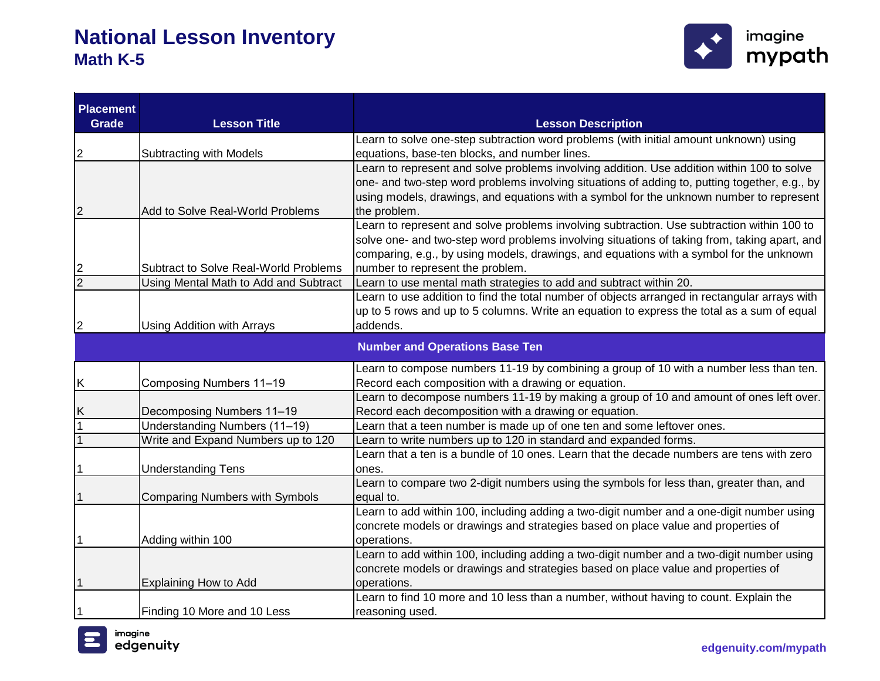# National Lesson Inventory
## Math K-5

| Placement Grade | Lesson Title | Lesson Description |
|---|---|---|
| 2 | Subtracting with Models | Learn to solve one-step subtraction word problems (with initial amount unknown) using equations, base-ten blocks, and number lines. |
| 2 | Add to Solve Real-World Problems | Learn to represent and solve problems involving addition. Use addition within 100 to solve one- and two-step word problems involving situations of adding to, putting together, e.g., by using models, drawings, and equations with a symbol for the unknown number to represent the problem. |
| 2 | Subtract to Solve Real-World Problems | Learn to represent and solve problems involving subtraction. Use subtraction within 100 to solve one- and two-step word problems involving situations of taking from, taking apart, and comparing, e.g., by using models, drawings, and equations with a symbol for the unknown number to represent the problem. |
| 2 | Using Mental Math to Add and Subtract | Learn to use mental math strategies to add and subtract within 20. |
| 2 | Using Addition with Arrays | Learn to use addition to find the total number of objects arranged in rectangular arrays with up to 5 rows and up to 5 columns. Write an equation to express the total as a sum of equal addends. |
| **Number and Operations Base Ten** | | |
| K | Composing Numbers 11–19 | Learn to compose numbers 11-19 by combining a group of 10 with a number less than ten. Record each composition with a drawing or equation. |
| K | Decomposing Numbers 11–19 | Learn to decompose numbers 11-19 by making a group of 10 and amount of ones left over. Record each decomposition with a drawing or equation. |
| 1 | Understanding Numbers (11–19) | Learn that a teen number is made up of one ten and some leftover ones. |
| 1 | Write and Expand Numbers up to 120 | Learn to write numbers up to 120 in standard and expanded forms. |
| 1 | Understanding Tens | Learn that a ten is a bundle of 10 ones. Learn that the decade numbers are tens with zero ones. |
| 1 | Comparing Numbers with Symbols | Learn to compare two 2-digit numbers using the symbols for less than, greater than, and equal to. |
| 1 | Adding within 100 | Learn to add within 100, including adding a two-digit number and a one-digit number using concrete models or drawings and strategies based on place value and properties of operations. |
| 1 | Explaining How to Add | Learn to add within 100, including adding a two-digit number and a two-digit number using concrete models or drawings and strategies based on place value and properties of operations. |
| 1 | Finding 10 More and 10 Less | Learn to find 10 more and 10 less than a number, without having to count. Explain the reasoning used. |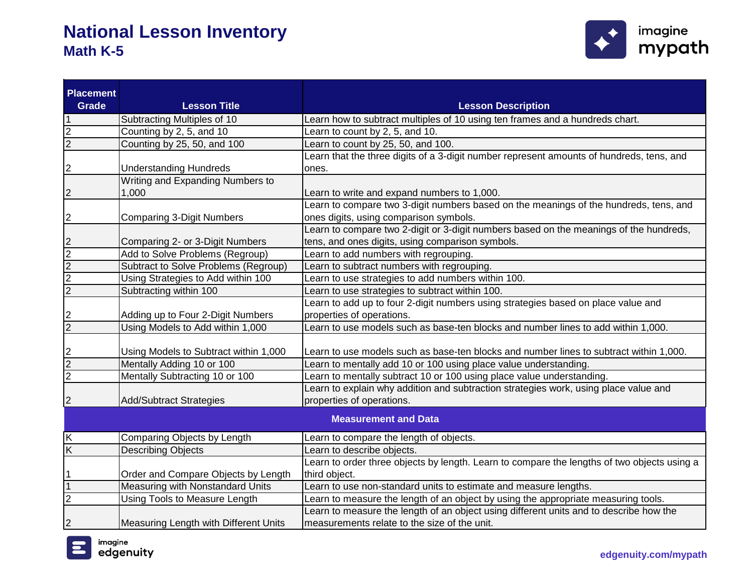# National Lesson Inventory
## Math K-5

| Placement Grade | Lesson Title | Lesson Description |
|---|---|---|
| 1 | Subtracting Multiples of 10 | Learn how to subtract multiples of 10 using ten frames and a hundreds chart. |
| 2 | Counting by 2, 5, and 10 | Learn to count by 2, 5, and 10. |
| 2 | Counting by 25, 50, and 100 | Learn to count by 25, 50, and 100. |
| 2 | Understanding Hundreds | Learn that the three digits of a 3-digit number represent amounts of hundreds, tens, and ones. |
| 2 | Writing and Expanding Numbers to 1,000 | Learn to write and expand numbers to 1,000. |
| 2 | Comparing 3-Digit Numbers | Learn to compare two 3-digit numbers based on the meanings of the hundreds, tens, and ones digits, using comparison symbols. |
| 2 | Comparing 2- or 3-Digit Numbers | Learn to compare two 2-digit or 3-digit numbers based on the meanings of the hundreds, tens, and ones digits, using comparison symbols. |
| 2 | Add to Solve Problems (Regroup) | Learn to add numbers with regrouping. |
| 2 | Subtract to Solve Problems (Regroup) | Learn to subtract numbers with regrouping. |
| 2 | Using Strategies to Add within 100 | Learn to use strategies to add numbers within 100. |
| 2 | Subtracting within 100 | Learn to use strategies to subtract within 100. |
| 2 | Adding up to Four 2-Digit Numbers | Learn to add up to four 2-digit numbers using strategies based on place value and properties of operations. |
| 2 | Using Models to Add within 1,000 | Learn to use models such as base-ten blocks and number lines to add within 1,000. |
| 2 | Using Models to Subtract within 1,000 | Learn to use models such as base-ten blocks and number lines to subtract within 1,000. |
| 2 | Mentally Adding 10 or 100 | Learn to mentally add 10 or 100 using place value understanding. |
| 2 | Mentally Subtracting 10 or 100 | Learn to mentally subtract 10 or 100 using place value understanding. |
| 2 | Add/Subtract Strategies | Learn to explain why addition and subtraction strategies work, using place value and properties of operations. |
| **Measurement and Data** | | |
| K | Comparing Objects by Length | Learn to compare the length of objects. |
| K | Describing Objects | Learn to describe objects. |
| 1 | Order and Compare Objects by Length | Learn to order three objects by length. Learn to compare the lengths of two objects using a third object. |
| 1 | Measuring with Nonstandard Units | Learn to use non-standard units to estimate and measure lengths. |
| 2 | Using Tools to Measure Length | Learn to measure the length of an object by using the appropriate measuring tools. |
| 2 | Measuring Length with Different Units | Learn to measure the length of an object using different units and to describe how the measurements relate to the size of the unit. |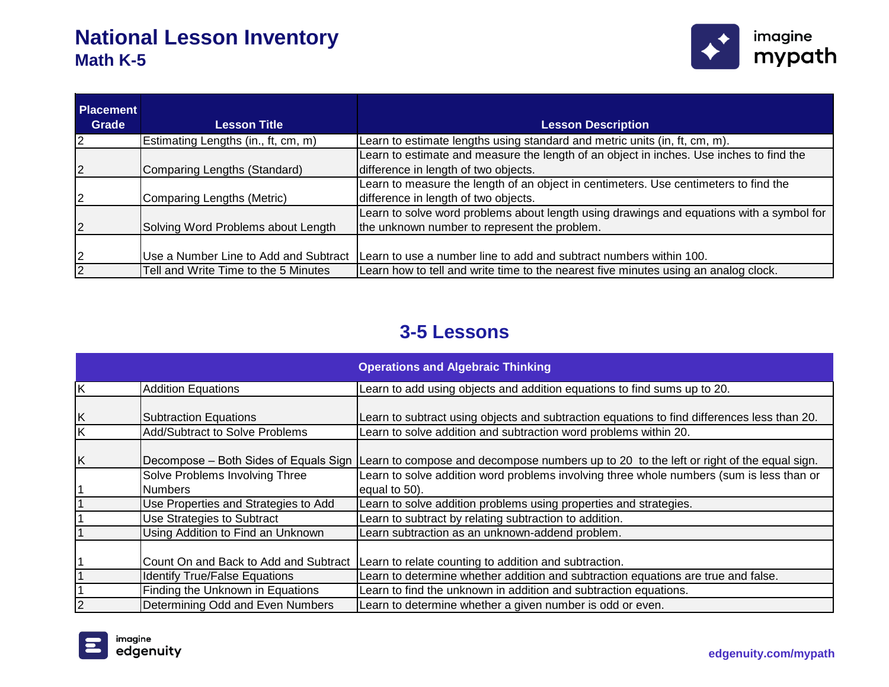# National Lesson Inventory
## Math K-5

| Placement Grade | Lesson Title | Lesson Description |
|---|---|---|
| 2 | Estimating Lengths (in., ft, cm, m) | Learn to estimate lengths using standard and metric units (in, ft, cm, m). |
| 2 | Comparing Lengths (Standard) | Learn to estimate and measure the length of an object in inches. Use inches to find the difference in length of two objects. |
| 2 | Comparing Lengths (Metric) | Learn to measure the length of an object in centimeters. Use centimeters to find the difference in length of two objects. |
| 2 | Solving Word Problems about Length | Learn to solve word problems about length using drawings and equations with a symbol for the unknown number to represent the problem. |
| 2 | Use a Number Line to Add and Subtract | Learn to use a number line to add and subtract numbers within 100. |
| 2 | Tell and Write Time to the 5 Minutes | Learn how to tell and write time to the nearest five minutes using an analog clock. |

## 3-5 Lessons

| Operations and Algebraic Thinking | | |
|---|---|---|
| K | Addition Equations | Learn to add using objects and addition equations to find sums up to 20. |
| K | Subtraction Equations | Learn to subtract using objects and subtraction equations to find differences less than 20. |
| K | Add/Subtract to Solve Problems | Learn to solve addition and subtraction word problems within 20. |
| K | Decompose – Both Sides of Equals Sign | Learn to compose and decompose numbers up to 20 to the left or right of the equal sign. |
| 1 | Solve Problems Involving Three Numbers | Learn to solve addition word problems involving three whole numbers (sum is less than or equal to 50). |
| 1 | Use Properties and Strategies to Add | Learn to solve addition problems using properties and strategies. |
| 1 | Use Strategies to Subtract | Learn to subtract by relating subtraction to addition. |
| 1 | Using Addition to Find an Unknown | Learn subtraction as an unknown-addend problem. |
| 1 | Count On and Back to Add and Subtract | Learn to relate counting to addition and subtraction. |
| 1 | Identify True/False Equations | Learn to determine whether addition and subtraction equations are true and false. |
| 1 | Finding the Unknown in Equations | Learn to find the unknown in addition and subtraction equations. |
| 2 | Determining Odd and Even Numbers | Learn to determine whether a given number is odd or even. |

edgenuity.com/mypath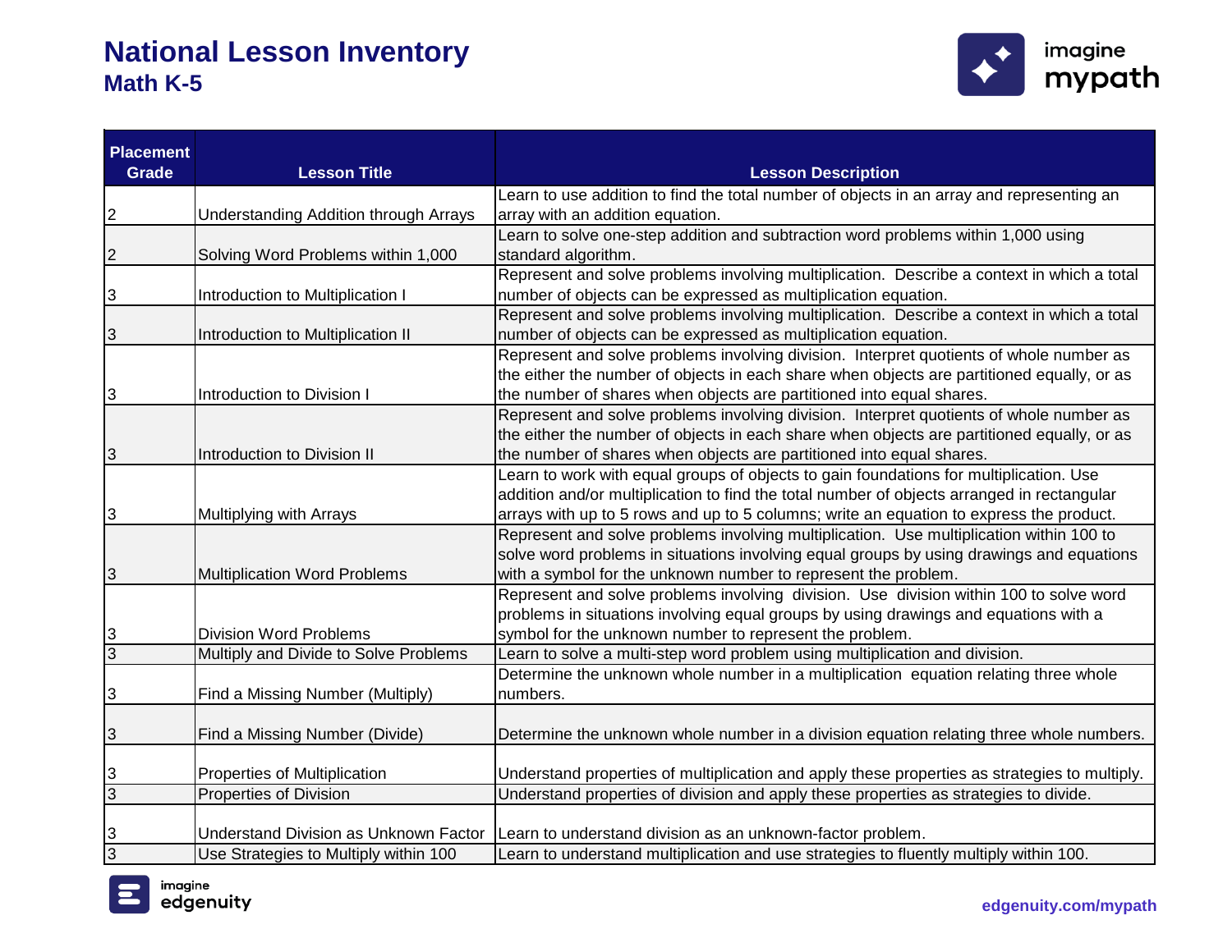# National Lesson Inventory

## Math K-5

| Placement Grade | Lesson Title | Lesson Description |
|---|---|---|
| 2 | Understanding Addition through Arrays | Learn to use addition to find the total number of objects in an array and representing an array with an addition equation. |
| 2 | Solving Word Problems within 1,000 | Learn to solve one-step addition and subtraction word problems within 1,000 using standard algorithm. |
| 3 | Introduction to Multiplication I | Represent and solve problems involving multiplication. Describe a context in which a total number of objects can be expressed as multiplication equation. |
| 3 | Introduction to Multiplication II | Represent and solve problems involving multiplication. Describe a context in which a total number of objects can be expressed as multiplication equation. |
| 3 | Introduction to Division I | Represent and solve problems involving division. Interpret quotients of whole number as the either the number of objects in each share when objects are partitioned equally, or as the number of shares when objects are partitioned into equal shares. |
| 3 | Introduction to Division II | Represent and solve problems involving division. Interpret quotients of whole number as the either the number of objects in each share when objects are partitioned equally, or as the number of shares when objects are partitioned into equal shares. |
| 3 | Multiplying with Arrays | Learn to work with equal groups of objects to gain foundations for multiplication. Use addition and/or multiplication to find the total number of objects arranged in rectangular arrays with up to 5 rows and up to 5 columns; write an equation to express the product. |
| 3 | Multiplication Word Problems | Represent and solve problems involving multiplication. Use multiplication within 100 to solve word problems in situations involving equal groups by using drawings and equations with a symbol for the unknown number to represent the problem. |
| 3 | Division Word Problems | Represent and solve problems involving division. Use division within 100 to solve word problems in situations involving equal groups by using drawings and equations with a symbol for the unknown number to represent the problem. |
| 3 | Multiply and Divide to Solve Problems | Learn to solve a multi-step word problem using multiplication and division. |
| 3 | Find a Missing Number (Multiply) | Determine the unknown whole number in a multiplication equation relating three whole numbers. |
| 3 | Find a Missing Number (Divide) | Determine the unknown whole number in a division equation relating three whole numbers. |
| 3 | Properties of Multiplication | Understand properties of multiplication and apply these properties as strategies to multiply. |
| 3 | Properties of Division | Understand properties of division and apply these properties as strategies to divide. |
| 3 | Understand Division as Unknown Factor | Learn to understand division as an unknown-factor problem. |
| 3 | Use Strategies to Multiply within 100 | Learn to understand multiplication and use strategies to fluently multiply within 100. |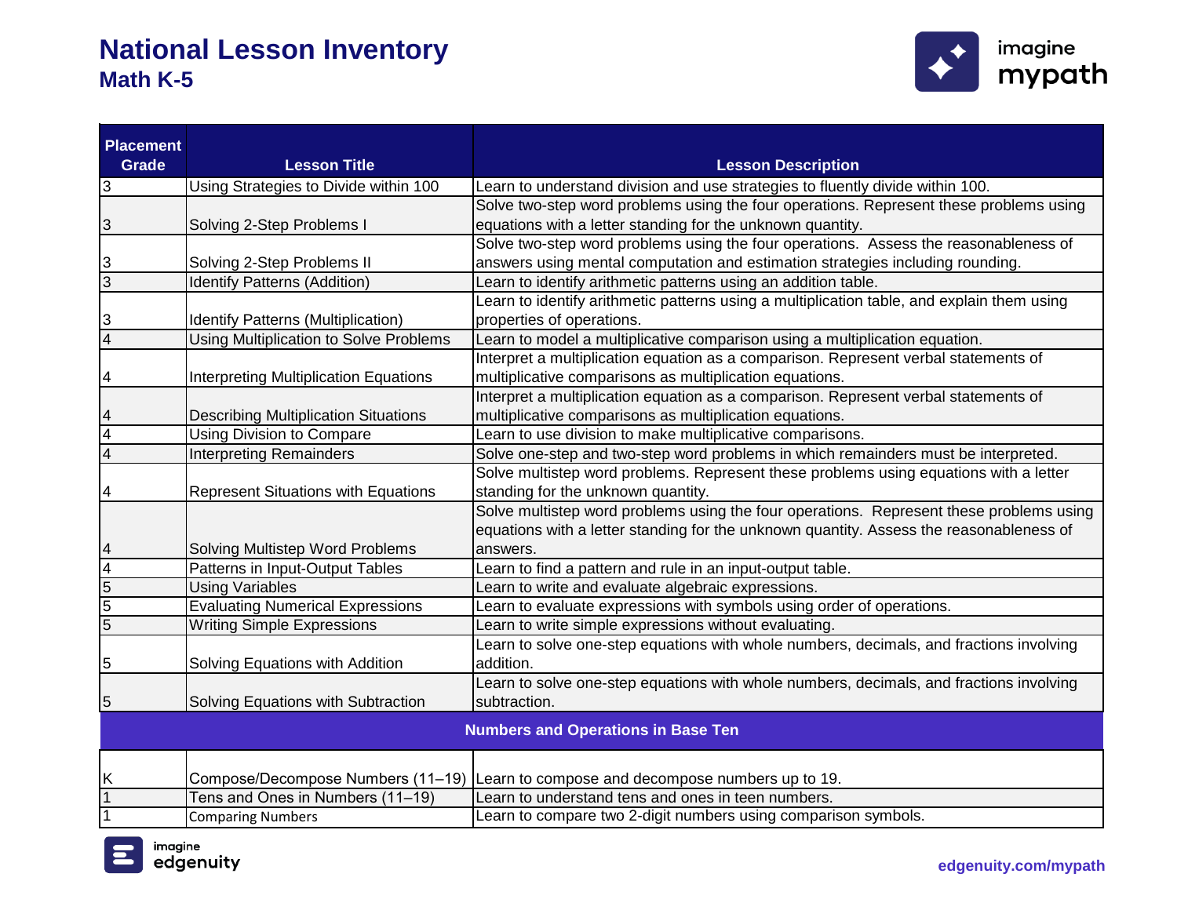# National Lesson Inventory

## Math K-5

| Placement Grade | Lesson Title | Lesson Description |
|---|---|---|
| 3 | Using Strategies to Divide within 100 | Learn to understand division and use strategies to fluently divide within 100. |
| 3 | Solving 2-Step Problems I | Solve two-step word problems using the four operations. Represent these problems using equations with a letter standing for the unknown quantity. |
| 3 | Solving 2-Step Problems II | Solve two-step word problems using the four operations. Assess the reasonableness of answers using mental computation and estimation strategies including rounding. |
| 3 | Identify Patterns (Addition) | Learn to identify arithmetic patterns using an addition table. |
| 3 | Identify Patterns (Multiplication) | Learn to identify arithmetic patterns using a multiplication table, and explain them using properties of operations. |
| 4 | Using Multiplication to Solve Problems | Learn to model a multiplicative comparison using a multiplication equation. |
| 4 | Interpreting Multiplication Equations | Interpret a multiplication equation as a comparison. Represent verbal statements of multiplicative comparisons as multiplication equations. |
| 4 | Describing Multiplication Situations | Interpret a multiplication equation as a comparison. Represent verbal statements of multiplicative comparisons as multiplication equations. |
| 4 | Using Division to Compare | Learn to use division to make multiplicative comparisons. |
| 4 | Interpreting Remainders | Solve one-step and two-step word problems in which remainders must be interpreted. |
| 4 | Represent Situations with Equations | Solve multistep word problems. Represent these problems using equations with a letter standing for the unknown quantity. |
| 4 | Solving Multistep Word Problems | Solve multistep word problems using the four operations. Represent these problems using equations with a letter standing for the unknown quantity. Assess the reasonableness of answers. |
| 4 | Patterns in Input-Output Tables | Learn to find a pattern and rule in an input-output table. |
| 5 | Using Variables | Learn to write and evaluate algebraic expressions. |
| 5 | Evaluating Numerical Expressions | Learn to evaluate expressions with symbols using order of operations. |
| 5 | Writing Simple Expressions | Learn to write simple expressions without evaluating. |
| 5 | Solving Equations with Addition | Learn to solve one-step equations with whole numbers, decimals, and fractions involving addition. |
| 5 | Solving Equations with Subtraction | Learn to solve one-step equations with whole numbers, decimals, and fractions involving subtraction. |
| **Numbers and Operations in Base Ten** | | |
| K | Compose/Decompose Numbers (11–19) | Learn to compose and decompose numbers up to 19. |
| 1 | Tens and Ones in Numbers (11–19) | Learn to understand tens and ones in teen numbers. |
| 1 | Comparing Numbers | Learn to compare two 2-digit numbers using comparison symbols. |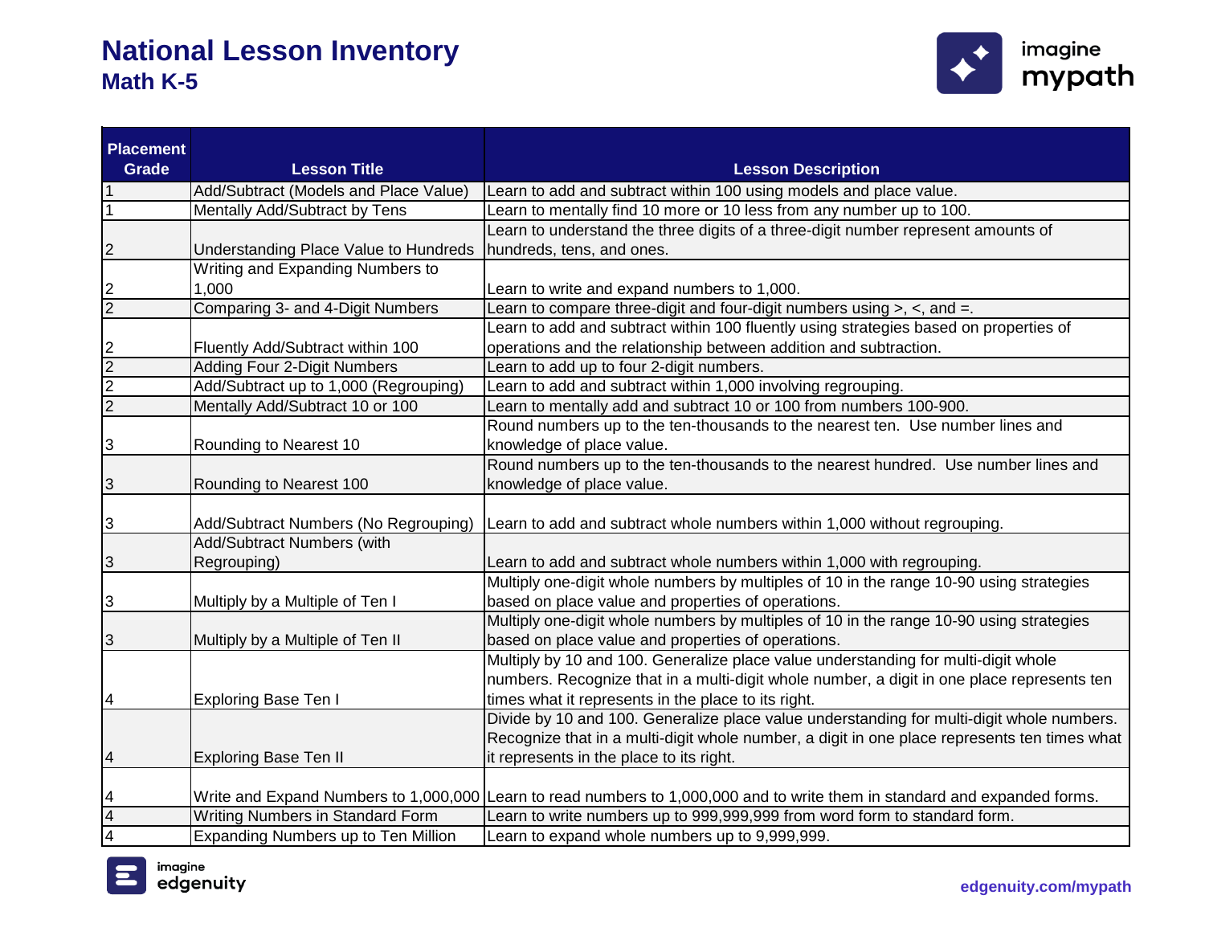# National Lesson Inventory

## Math K-5

| Placement Grade | Lesson Title | Lesson Description |
|---|---|---|
| 1 | Add/Subtract (Models and Place Value) | Learn to add and subtract within 100 using models and place value. |
| 1 | Mentally Add/Subtract by Tens | Learn to mentally find 10 more or 10 less from any number up to 100. |
| 2 | Understanding Place Value to Hundreds | Learn to understand the three digits of a three-digit number represent amounts of hundreds, tens, and ones. |
| 2 | Writing and Expanding Numbers to 1,000 | Learn to write and expand numbers to 1,000. |
| 2 | Comparing 3- and 4-Digit Numbers | Learn to compare three-digit and four-digit numbers using >, <, and =. |
| 2 | Fluently Add/Subtract within 100 | Learn to add and subtract within 100 fluently using strategies based on properties of operations and the relationship between addition and subtraction. |
| 2 | Adding Four 2-Digit Numbers | Learn to add up to four 2-digit numbers. |
| 2 | Add/Subtract up to 1,000 (Regrouping) | Learn to add and subtract within 1,000 involving regrouping. |
| 2 | Mentally Add/Subtract 10 or 100 | Learn to mentally add and subtract 10 or 100 from numbers 100-900. |
| 3 | Rounding to Nearest 10 | Round numbers up to the ten-thousands to the nearest ten. Use number lines and knowledge of place value. |
| 3 | Rounding to Nearest 100 | Round numbers up to the ten-thousands to the nearest hundred. Use number lines and knowledge of place value. |
| 3 | Add/Subtract Numbers (No Regrouping) | Learn to add and subtract whole numbers within 1,000 without regrouping. |
| 3 | Add/Subtract Numbers (with Regrouping) | Learn to add and subtract whole numbers within 1,000 with regrouping. |
| 3 | Multiply by a Multiple of Ten I | Multiply one-digit whole numbers by multiples of 10 in the range 10-90 using strategies based on place value and properties of operations. |
| 3 | Multiply by a Multiple of Ten II | Multiply one-digit whole numbers by multiples of 10 in the range 10-90 using strategies based on place value and properties of operations. |
| 4 | Exploring Base Ten I | Multiply by 10 and 100. Generalize place value understanding for multi-digit whole numbers. Recognize that in a multi-digit whole number, a digit in one place represents ten times what it represents in the place to its right. |
| 4 | Exploring Base Ten II | Divide by 10 and 100. Generalize place value understanding for multi-digit whole numbers. Recognize that in a multi-digit whole number, a digit in one place represents ten times what it represents in the place to its right. |
| 4 | Write and Expand Numbers to 1,000,000 | Learn to read numbers to 1,000,000 and to write them in standard and expanded forms. |
| 4 | Writing Numbers in Standard Form | Learn to write numbers up to 999,999,999 from word form to standard form. |
| 4 | Expanding Numbers up to Ten Million | Learn to expand whole numbers up to 9,999,999. |

edgenuity.com/mypath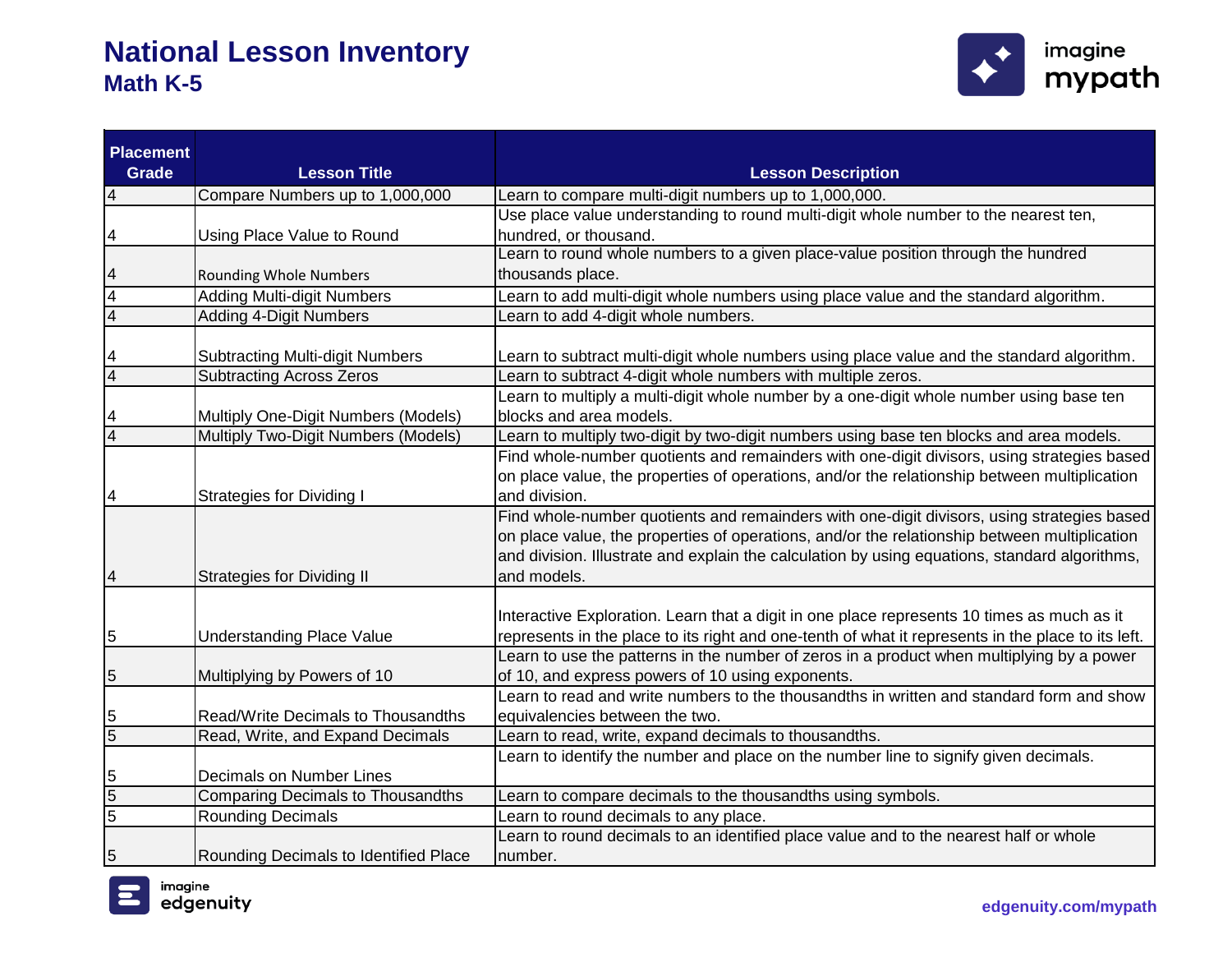# National Lesson Inventory
## Math K-5

| Placement Grade | Lesson Title | Lesson Description |
|---|---|---|
| 4 | Compare Numbers up to 1,000,000 | Learn to compare multi-digit numbers up to 1,000,000. |
| 4 | Using Place Value to Round | Use place value understanding to round multi-digit whole number to the nearest ten, hundred, or thousand. |
| 4 | Rounding Whole Numbers | Learn to round whole numbers to a given place-value position through the hundred thousands place. |
| 4 | Adding Multi-digit Numbers | Learn to add multi-digit whole numbers using place value and the standard algorithm. |
| 4 | Adding 4-Digit Numbers | Learn to add 4-digit whole numbers. |
| 4 | Subtracting Multi-digit Numbers | Learn to subtract multi-digit whole numbers using place value and the standard algorithm. |
| 4 | Subtracting Across Zeros | Learn to subtract 4-digit whole numbers with multiple zeros. |
| 4 | Multiply One-Digit Numbers (Models) | Learn to multiply a multi-digit whole number by a one-digit whole number using base ten blocks and area models. |
| 4 | Multiply Two-Digit Numbers (Models) | Learn to multiply two-digit by two-digit numbers using base ten blocks and area models. |
| 4 | Strategies for Dividing I | Find whole-number quotients and remainders with one-digit divisors, using strategies based on place value, the properties of operations, and/or the relationship between multiplication and division. |
| 4 | Strategies for Dividing II | Find whole-number quotients and remainders with one-digit divisors, using strategies based on place value, the properties of operations, and/or the relationship between multiplication and division. Illustrate and explain the calculation by using equations, standard algorithms, and models. |
| 5 | Understanding Place Value | Interactive Exploration. Learn that a digit in one place represents 10 times as much as it represents in the place to its right and one-tenth of what it represents in the place to its left. |
| 5 | Multiplying by Powers of 10 | Learn to use the patterns in the number of zeros in a product when multiplying by a power of 10, and express powers of 10 using exponents. |
| 5 | Read/Write Decimals to Thousandths | Learn to read and write numbers to the thousandths in written and standard form and show equivalencies between the two. |
| 5 | Read, Write, and Expand Decimals | Learn to read, write, expand decimals to thousandths. |
| 5 | Decimals on Number Lines | Learn to identify the number and place on the number line to signify given decimals. |
| 5 | Comparing Decimals to Thousandths | Learn to compare decimals to the thousandths using symbols. |
| 5 | Rounding Decimals | Learn to round decimals to any place. |
| 5 | Rounding Decimals to Identified Place | Learn to round decimals to an identified place value and to the nearest half or whole number. |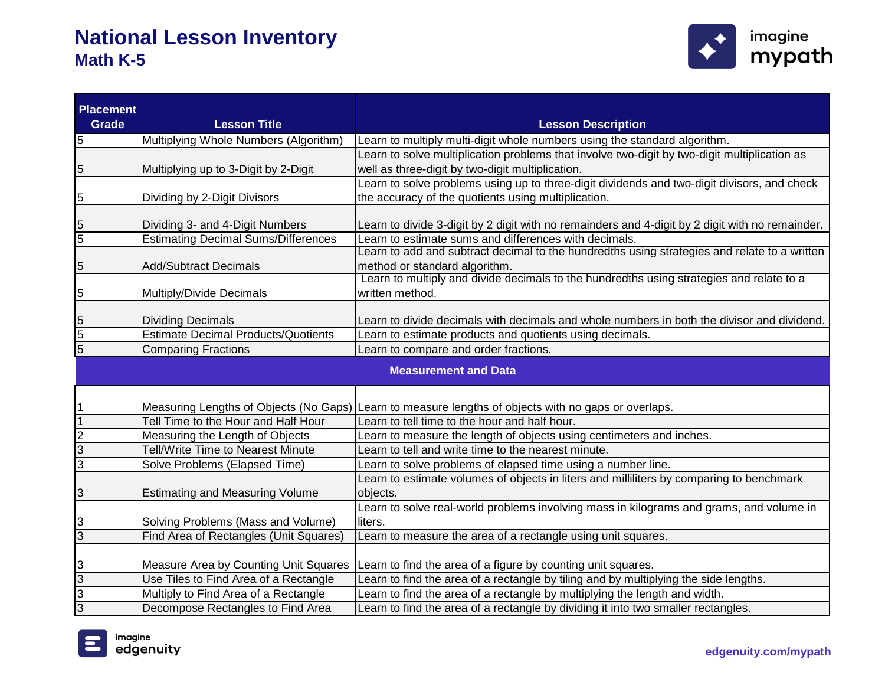# National Lesson Inventory

## Math K-5

| Placement Grade | Lesson Title | Lesson Description |
|---|---|---|
| 5 | Multiplying Whole Numbers (Algorithm) | Learn to multiply multi-digit whole numbers using the standard algorithm. |
| 5 | Multiplying up to 3-Digit by 2-Digit | Learn to solve multiplication problems that involve two-digit by two-digit multiplication as well as three-digit by two-digit multiplication. |
| 5 | Dividing by 2-Digit Divisors | Learn to solve problems using up to three-digit dividends and two-digit divisors, and check the accuracy of the quotients using multiplication. |
| 5 | Dividing 3- and 4-Digit Numbers | Learn to divide 3-digit by 2 digit with no remainders and 4-digit by 2 digit with no remainder. |
| 5 | Estimating Decimal Sums/Differences | Learn to estimate sums and differences with decimals. |
| 5 | Add/Subtract Decimals | Learn to add and subtract decimal to the hundredths using strategies and relate to a written method or standard algorithm. |
| 5 | Multiply/Divide Decimals | Learn to multiply and divide decimals to the hundredths using strategies and relate to a written method. |
| 5 | Dividing Decimals | Learn to divide decimals with decimals and whole numbers in both the divisor and dividend. |
| 5 | Estimate Decimal Products/Quotients | Learn to estimate products and quotients using decimals. |
| 5 | Comparing Fractions | Learn to compare and order fractions. |
| **Measurement and Data** | | |
| 1 | Measuring Lengths of Objects (No Gaps) | Learn to measure lengths of objects with no gaps or overlaps. |
| 1 | Tell Time to the Hour and Half Hour | Learn to tell time to the hour and half hour. |
| 2 | Measuring the Length of Objects | Learn to measure the length of objects using centimeters and inches. |
| 3 | Tell/Write Time to Nearest Minute | Learn to tell and write time to the nearest minute. |
| 3 | Solve Problems (Elapsed Time) | Learn to solve problems of elapsed time using a number line. |
| 3 | Estimating and Measuring Volume | Learn to estimate volumes of objects in liters and milliliters by comparing to benchmark objects. |
| 3 | Solving Problems (Mass and Volume) | Learn to solve real-world problems involving mass in kilograms and grams, and volume in liters. |
| 3 | Find Area of Rectangles (Unit Squares) | Learn to measure the area of a rectangle using unit squares. |
| 3 | Measure Area by Counting Unit Squares | Learn to find the area of a figure by counting unit squares. |
| 3 | Use Tiles to Find Area of a Rectangle | Learn to find the area of a rectangle by tiling and by multiplying the side lengths. |
| 3 | Multiply to Find Area of a Rectangle | Learn to find the area of a rectangle by multiplying the length and width. |
| 3 | Decompose Rectangles to Find Area | Learn to find the area of a rectangle by dividing it into two smaller rectangles. |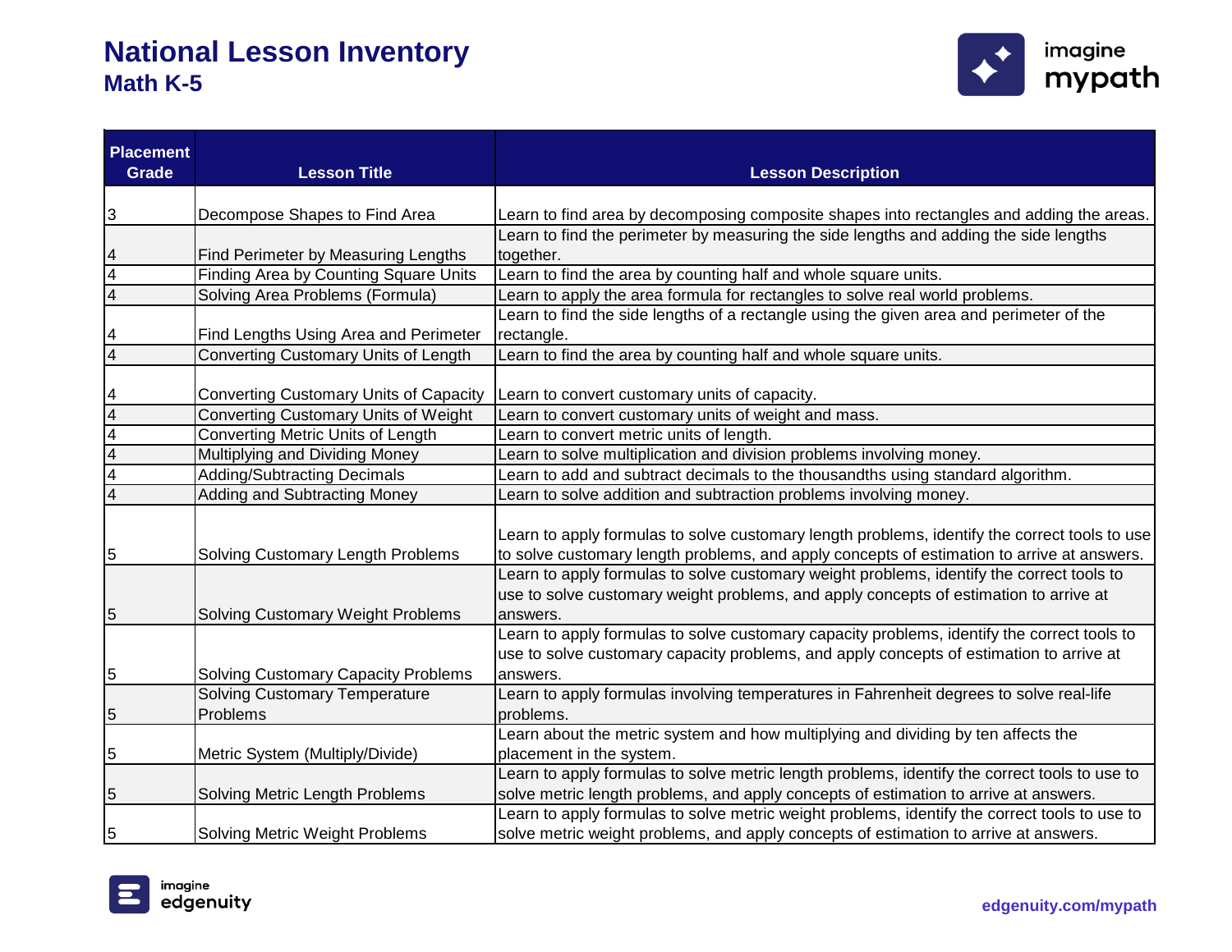# National Lesson Inventory
## Math K-5

| Placement Grade | Lesson Title | Lesson Description |
|---|---|---|
| 3 | Decompose Shapes to Find Area | Learn to find area by decomposing composite shapes into rectangles and adding the areas. |
| 4 | Find Perimeter by Measuring Lengths | Learn to find the perimeter by measuring the side lengths and adding the side lengths together. |
| 4 | Finding Area by Counting Square Units | Learn to find the area by counting half and whole square units. |
| 4 | Solving Area Problems (Formula) | Learn to apply the area formula for rectangles to solve real world problems. |
| 4 | Find Lengths Using Area and Perimeter | Learn to find the side lengths of a rectangle using the given area and perimeter of the rectangle. |
| 4 | Converting Customary Units of Length | Learn to find the area by counting half and whole square units. |
| 4 | Converting Customary Units of Capacity | Learn to convert customary units of capacity. |
| 4 | Converting Customary Units of Weight | Learn to convert customary units of weight and mass. |
| 4 | Converting Metric Units of Length | Learn to convert metric units of length. |
| 4 | Multiplying and Dividing Money | Learn to solve multiplication and division problems involving money. |
| 4 | Adding/Subtracting Decimals | Learn to add and subtract decimals to the thousandths using standard algorithm. |
| 4 | Adding and Subtracting Money | Learn to solve addition and subtraction problems involving money. |
| 5 | Solving Customary Length Problems | Learn to apply formulas to solve customary length problems, identify the correct tools to use to solve customary length problems, and apply concepts of estimation to arrive at answers. |
| 5 | Solving Customary Weight Problems | Learn to apply formulas to solve customary weight problems, identify the correct tools to use to solve customary weight problems, and apply concepts of estimation to arrive at answers. |
| 5 | Solving Customary Capacity Problems | Learn to apply formulas to solve customary capacity problems, identify the correct tools to use to solve customary capacity problems, and apply concepts of estimation to arrive at answers. |
| 5 | Solving Customary Temperature Problems | Learn to apply formulas involving temperatures in Fahrenheit degrees to solve real-life problems. |
| 5 | Metric System (Multiply/Divide) | Learn about the metric system and how multiplying and dividing by ten affects the placement in the system. |
| 5 | Solving Metric Length Problems | Learn to apply formulas to solve metric length problems, identify the correct tools to use to solve metric length problems, and apply concepts of estimation to arrive at answers. |
| 5 | Solving Metric Weight Problems | Learn to apply formulas to solve metric weight problems, identify the correct tools to use to solve metric weight problems, and apply concepts of estimation to arrive at answers. |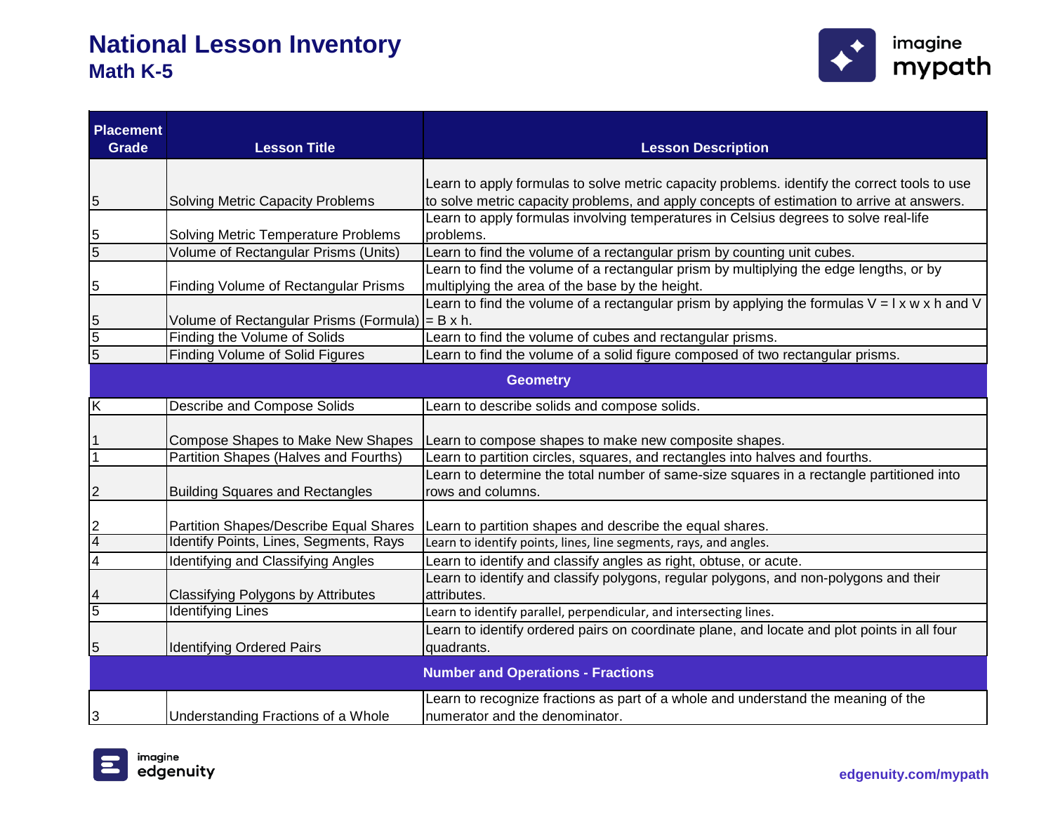# National Lesson Inventory
## Math K-5

| Placement Grade | Lesson Title | Lesson Description |
|---|---|---|
| 5 | Solving Metric Capacity Problems | Learn to apply formulas to solve metric capacity problems. identify the correct tools to use to solve metric capacity problems, and apply concepts of estimation to arrive at answers. |
| 5 | Solving Metric Temperature Problems | Learn to apply formulas involving temperatures in Celsius degrees to solve real-life problems. |
| 5 | Volume of Rectangular Prisms (Units) | Learn to find the volume of a rectangular prism by counting unit cubes. |
| 5 | Finding Volume of Rectangular Prisms | Learn to find the volume of a rectangular prism by multiplying the edge lengths, or by multiplying the area of the base by the height. |
| 5 | Volume of Rectangular Prisms (Formula) | Learn to find the volume of a rectangular prism by applying the formulas $V = l \times w \times h$ and $V = B \times h$. |
| 5 | Finding the Volume of Solids | Learn to find the volume of cubes and rectangular prisms. |
| 5 | Finding Volume of Solid Figures | Learn to find the volume of a solid figure composed of two rectangular prisms. |
| **Geometry** | | |
| K | Describe and Compose Solids | Learn to describe solids and compose solids. |
| 1 | Compose Shapes to Make New Shapes | Learn to compose shapes to make new composite shapes. |
| 1 | Partition Shapes (Halves and Fourths) | Learn to partition circles, squares, and rectangles into halves and fourths. |
| 2 | Building Squares and Rectangles | Learn to determine the total number of same-size squares in a rectangle partitioned into rows and columns. |
| 2 | Partition Shapes/Describe Equal Shares | Learn to partition shapes and describe the equal shares. |
| 4 | Identify Points, Lines, Segments, Rays | Learn to identify points, lines, line segments, rays, and angles. |
| 4 | Identifying and Classifying Angles | Learn to identify and classify angles as right, obtuse, or acute. |
| 4 | Classifying Polygons by Attributes | Learn to identify and classify polygons, regular polygons, and non-polygons and their attributes. |
| 5 | Identifying Lines | Learn to identify parallel, perpendicular, and intersecting lines. |
| 5 | Identifying Ordered Pairs | Learn to identify ordered pairs on coordinate plane, and locate and plot points in all four quadrants. |
| **Number and Operations - Fractions** | | |
| 3 | Understanding Fractions of a Whole | Learn to recognize fractions as part of a whole and understand the meaning of the numerator and the denominator. |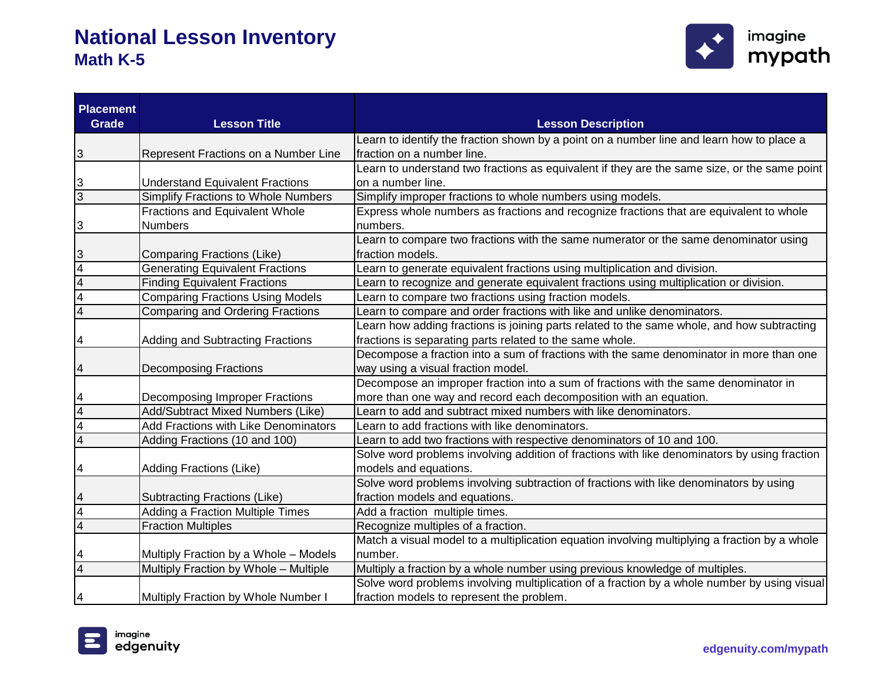# National Lesson Inventory
## Math K-5

| Placement Grade | Lesson Title | Lesson Description |
|---|---|---|
| 3 | Represent Fractions on a Number Line | Learn to identify the fraction shown by a point on a number line and learn how to place a fraction on a number line. |
| 3 | Understand Equivalent Fractions | Learn to understand two fractions as equivalent if they are the same size, or the same point on a number line. |
| 3 | Simplify Fractions to Whole Numbers | Simplify improper fractions to whole numbers using models. |
| 3 | Fractions and Equivalent Whole Numbers | Express whole numbers as fractions and recognize fractions that are equivalent to whole numbers. |
| 3 | Comparing Fractions (Like) | Learn to compare two fractions with the same numerator or the same denominator using fraction models. |
| 4 | Generating Equivalent Fractions | Learn to generate equivalent fractions using multiplication and division. |
| 4 | Finding Equivalent Fractions | Learn to recognize and generate equivalent fractions using multiplication or division. |
| 4 | Comparing Fractions Using Models | Learn to compare two fractions using fraction models. |
| 4 | Comparing and Ordering Fractions | Learn to compare and order fractions with like and unlike denominators. |
| 4 | Adding and Subtracting Fractions | Learn how adding fractions is joining parts related to the same whole, and how subtracting fractions is separating parts related to the same whole. |
| 4 | Decomposing Fractions | Decompose a fraction into a sum of fractions with the same denominator in more than one way using a visual fraction model. |
| 4 | Decomposing Improper Fractions | Decompose an improper fraction into a sum of fractions with the same denominator in more than one way and record each decomposition with an equation. |
| 4 | Add/Subtract Mixed Numbers (Like) | Learn to add and subtract mixed numbers with like denominators. |
| 4 | Add Fractions with Like Denominators | Learn to add fractions with like denominators. |
| 4 | Adding Fractions (10 and 100) | Learn to add two fractions with respective denominators of 10 and 100. |
| 4 | Adding Fractions (Like) | Solve word problems involving addition of fractions with like denominators by using fraction models and equations. |
| 4 | Subtracting Fractions (Like) | Solve word problems involving subtraction of fractions with like denominators by using fraction models and equations. |
| 4 | Adding a Fraction Multiple Times | Add a fraction multiple times. |
| 4 | Fraction Multiples | Recognize multiples of a fraction. |
| 4 | Multiply Fraction by a Whole – Models | Match a visual model to a multiplication equation involving multiplying a fraction by a whole number. |
| 4 | Multiply Fraction by Whole – Multiple | Multiply a fraction by a whole number using previous knowledge of multiples. |
| 4 | Multiply Fraction by Whole Number I | Solve word problems involving multiplication of a fraction by a whole number by using visual fraction models to represent the problem. |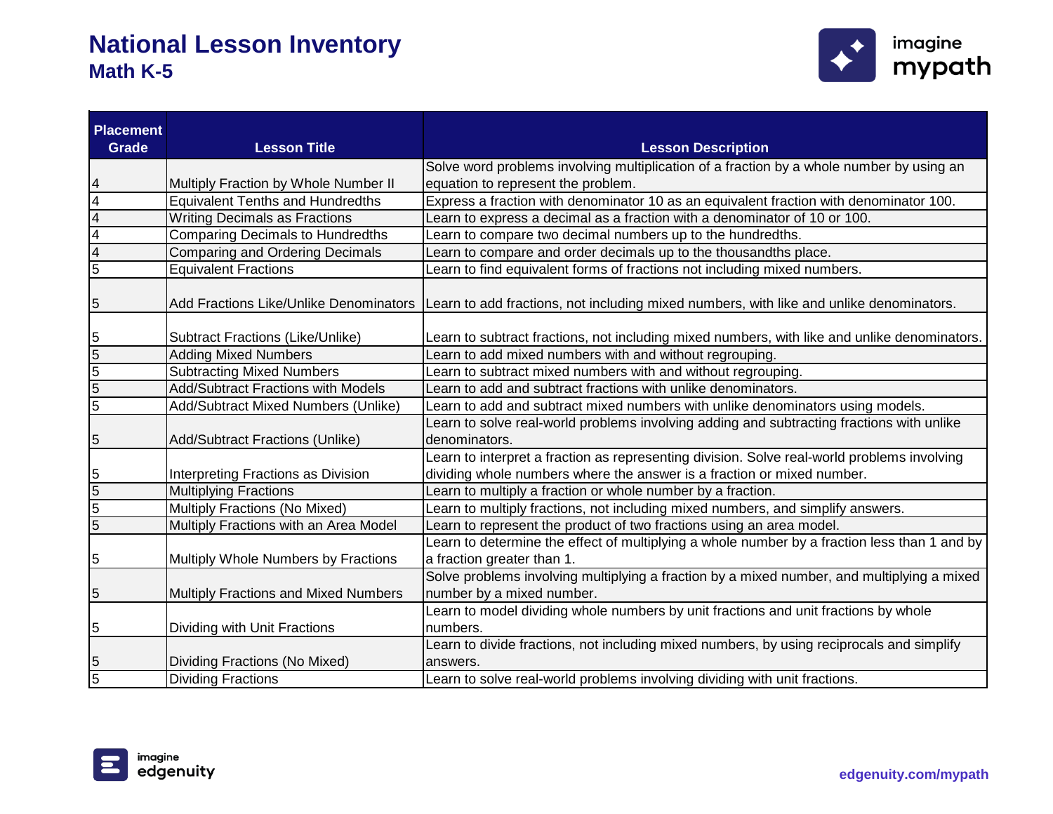# National Lesson Inventory
## Math K-5

| Placement Grade | Lesson Title | Lesson Description |
|---|---|---|
| 4 | Multiply Fraction by Whole Number II | Solve word problems involving multiplication of a fraction by a whole number by using an equation to represent the problem. |
| 4 | Equivalent Tenths and Hundredths | Express a fraction with denominator 10 as an equivalent fraction with denominator 100. |
| 4 | Writing Decimals as Fractions | Learn to express a decimal as a fraction with a denominator of 10 or 100. |
| 4 | Comparing Decimals to Hundredths | Learn to compare two decimal numbers up to the hundredths. |
| 4 | Comparing and Ordering Decimals | Learn to compare and order decimals up to the thousandths place. |
| 5 | Equivalent Fractions | Learn to find equivalent forms of fractions not including mixed numbers. |
| 5 | Add Fractions Like/Unlike Denominators | Learn to add fractions, not including mixed numbers, with like and unlike denominators. |
| 5 | Subtract Fractions (Like/Unlike) | Learn to subtract fractions, not including mixed numbers, with like and unlike denominators. |
| 5 | Adding Mixed Numbers | Learn to add mixed numbers with and without regrouping. |
| 5 | Subtracting Mixed Numbers | Learn to subtract mixed numbers with and without regrouping. |
| 5 | Add/Subtract Fractions with Models | Learn to add and subtract fractions with unlike denominators. |
| 5 | Add/Subtract Mixed Numbers (Unlike) | Learn to add and subtract mixed numbers with unlike denominators using models. |
| 5 | Add/Subtract Fractions (Unlike) | Learn to solve real-world problems involving adding and subtracting fractions with unlike denominators. |
| 5 | Interpreting Fractions as Division | Learn to interpret a fraction as representing division. Solve real-world problems involving dividing whole numbers where the answer is a fraction or mixed number. |
| 5 | Multiplying Fractions | Learn to multiply a fraction or whole number by a fraction. |
| 5 | Multiply Fractions (No Mixed) | Learn to multiply fractions, not including mixed numbers, and simplify answers. |
| 5 | Multiply Fractions with an Area Model | Learn to represent the product of two fractions using an area model. |
| 5 | Multiply Whole Numbers by Fractions | Learn to determine the effect of multiplying a whole number by a fraction less than 1 and by a fraction greater than 1. |
| 5 | Multiply Fractions and Mixed Numbers | Solve problems involving multiplying a fraction by a mixed number, and multiplying a mixed number by a mixed number. |
| 5 | Dividing with Unit Fractions | Learn to model dividing whole numbers by unit fractions and unit fractions by whole numbers. |
| 5 | Dividing Fractions (No Mixed) | Learn to divide fractions, not including mixed numbers, by using reciprocals and simplify answers. |
| 5 | Dividing Fractions | Learn to solve real-world problems involving dividing with unit fractions. |

edgenuity.com/mypath